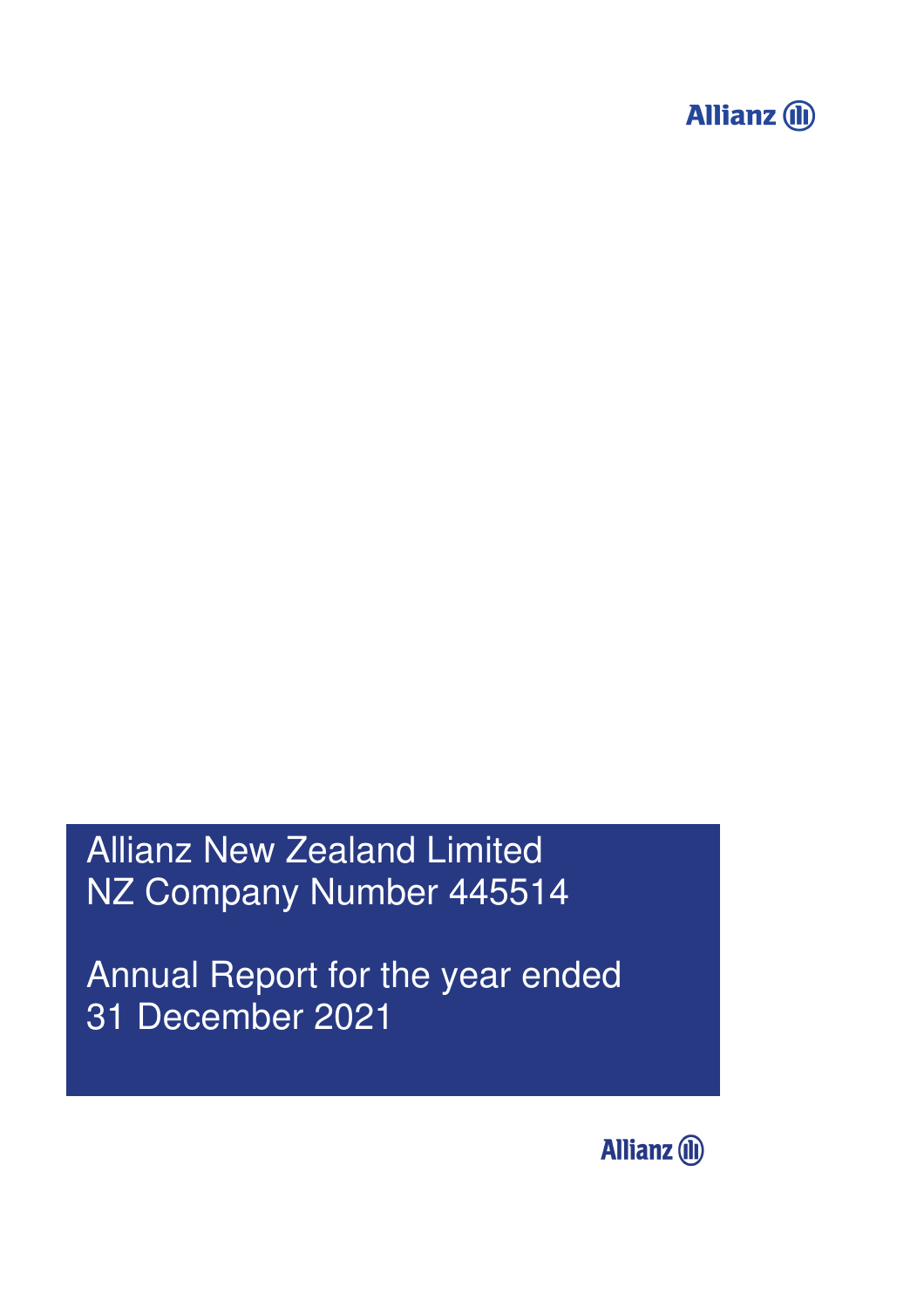Allianz

# Allianz New Zealand Limited
NZ Company Number 445514

# Annual Report for the year ended 31 December 2021

Allianz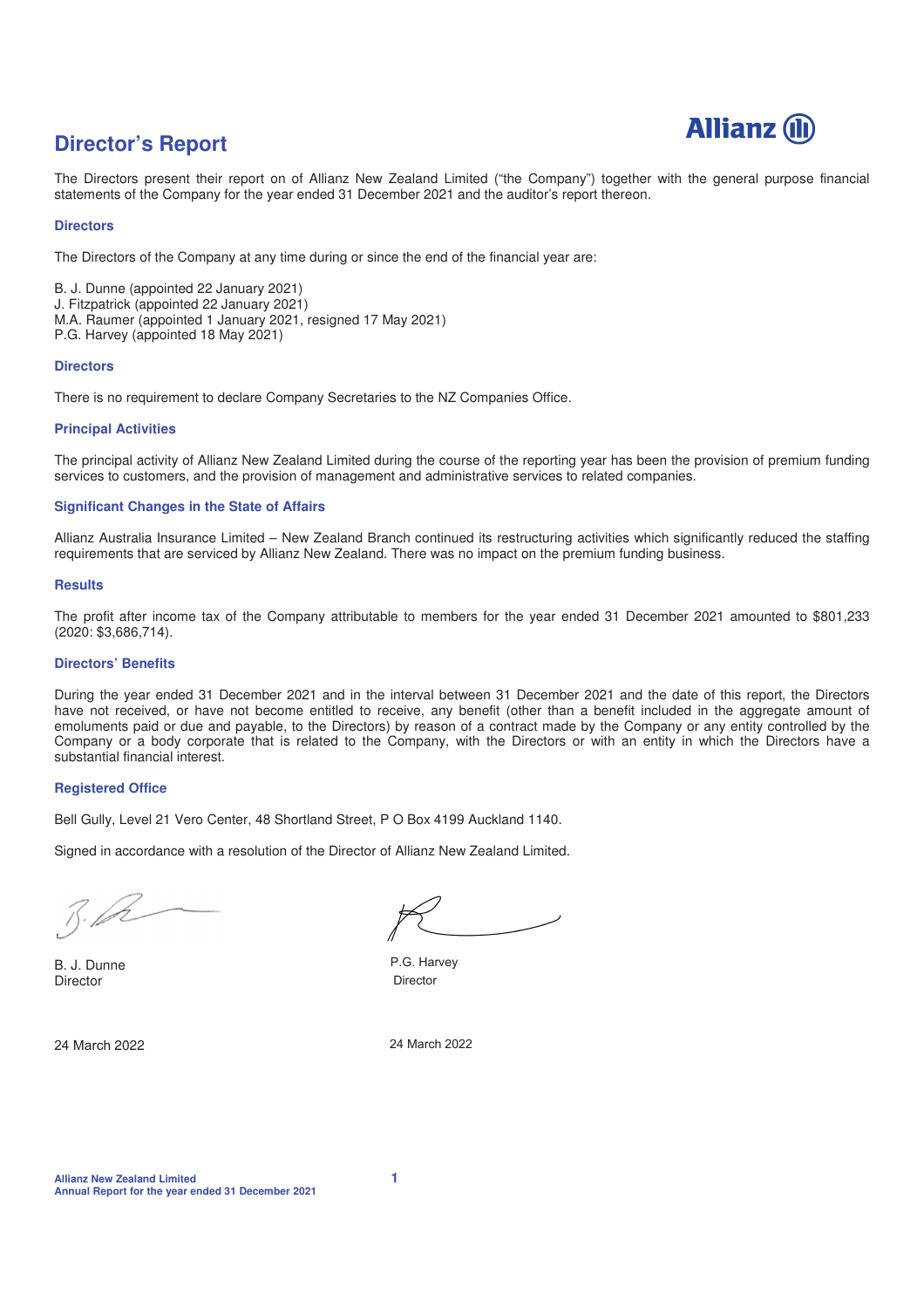# Director's Report

The Directors present their report on of Allianz New Zealand Limited ("the Company") together with the general purpose financial statements of the Company for the year ended 31 December 2021 and the auditor's report thereon.

## Directors

The Directors of the Company at any time during or since the end of the financial year are:

B. J. Dunne (appointed 22 January 2021)
J. Fitzpatrick (appointed 22 January 2021)
M.A. Raumer (appointed 1 January 2021, resigned 17 May 2021)
P.G. Harvey (appointed 18 May 2021)

## Directors

There is no requirement to declare Company Secretaries to the NZ Companies Office.

## Principal Activities

The principal activity of Allianz New Zealand Limited during the course of the reporting year has been the provision of premium funding services to customers, and the provision of management and administrative services to related companies.

## Significant Changes in the State of Affairs

Allianz Australia Insurance Limited – New Zealand Branch continued its restructuring activities which significantly reduced the staffing requirements that are serviced by Allianz New Zealand. There was no impact on the premium funding business.

## Results

The profit after income tax of the Company attributable to members for the year ended 31 December 2021 amounted to $801,233 (2020: $3,686,714).

## Directors' Benefits

During the year ended 31 December 2021 and in the interval between 31 December 2021 and the date of this report, the Directors have not received, or have not become entitled to receive, any benefit (other than a benefit included in the aggregate amount of emoluments paid or due and payable, to the Directors) by reason of a contract made by the Company or any entity controlled by the Company or a body corporate that is related to the Company, with the Directors or with an entity in which the Directors have a substantial financial interest.

## Registered Office

Bell Gully, Level 21 Vero Center, 48 Shortland Street, P O Box 4199 Auckland 1140.

Signed in accordance with a resolution of the Director of Allianz New Zealand Limited.

B. J. Dunne
Director

24 March 2022

P.G. Harvey
Director

24 March 2022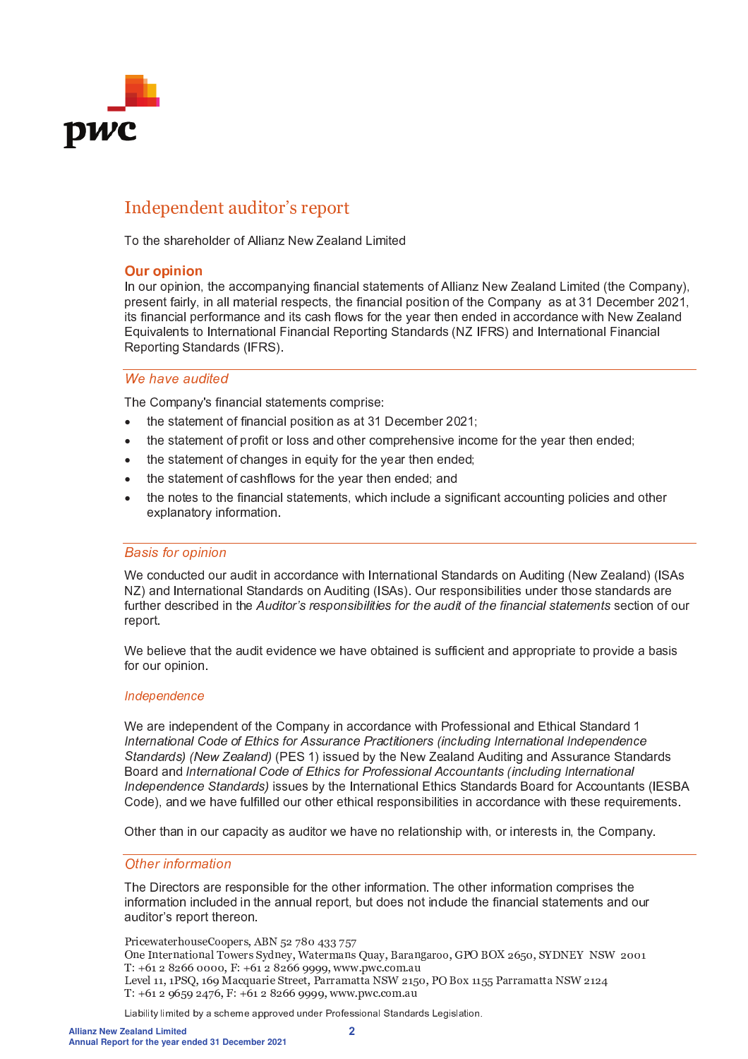# Independent auditor's report

To the shareholder of Allianz New Zealand Limited

## Our opinion

In our opinion, the accompanying financial statements of Allianz New Zealand Limited (the Company), present fairly, in all material respects, the financial position of the Company as at 31 December 2021, its financial performance and its cash flows for the year then ended in accordance with New Zealand Equivalents to International Financial Reporting Standards (NZ IFRS) and International Financial Reporting Standards (IFRS).

### *We have audited*

The Company's financial statements comprise:

- the statement of financial position as at 31 December 2021;
- the statement of profit or loss and other comprehensive income for the year then ended;
- the statement of changes in equity for the year then ended;
- the statement of cashflows for the year then ended; and
- the notes to the financial statements, which include a significant accounting policies and other explanatory information.

### *Basis for opinion*

We conducted our audit in accordance with International Standards on Auditing (New Zealand) (ISAs NZ) and International Standards on Auditing (ISAs). Our responsibilities under those standards are further described in the *Auditor's responsibilities for the audit of the financial statements* section of our report.

We believe that the audit evidence we have obtained is sufficient and appropriate to provide a basis for our opinion.

#### *Independence*

We are independent of the Company in accordance with Professional and Ethical Standard 1 *International Code of Ethics for Assurance Practitioners (including International Independence Standards) (New Zealand)* (PES 1) issued by the New Zealand Auditing and Assurance Standards Board and *International Code of Ethics for Professional Accountants (including International Independence Standards)* issues by the International Ethics Standards Board for Accountants (IESBA Code), and we have fulfilled our other ethical responsibilities in accordance with these requirements.

Other than in our capacity as auditor we have no relationship with, or interests in, the Company.

### *Other information*

The Directors are responsible for the other information. The other information comprises the information included in the annual report, but does not include the financial statements and our auditor's report thereon.

PricewaterhouseCoopers, ABN 52 780 433 757
One International Towers Sydney, Watermans Quay, Barangaroo, GPO BOX 2650, SYDNEY NSW 2001
T: +61 2 8266 0000, F: +61 2 8266 9999, www.pwc.com.au
Level 11, 1PSQ, 169 Macquarie Street, Parramatta NSW 2150, PO Box 1155 Parramatta NSW 2124
T: +61 2 9659 2476, F: +61 2 8266 9999, www.pwc.com.au

Liability limited by a scheme approved under Professional Standards Legislation.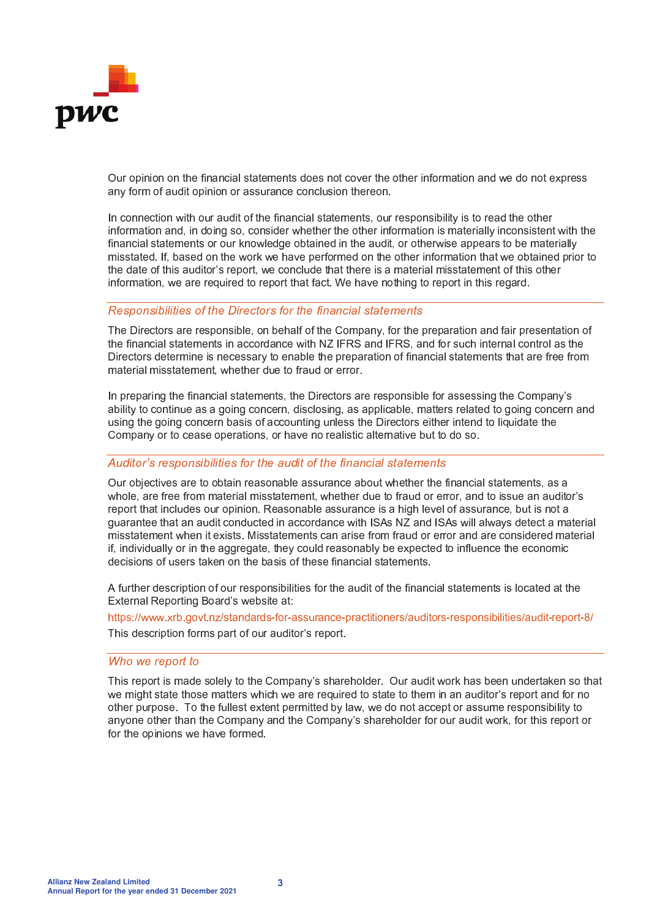Our opinion on the financial statements does not cover the other information and we do not express any form of audit opinion or assurance conclusion thereon.

In connection with our audit of the financial statements, our responsibility is to read the other information and, in doing so, consider whether the other information is materially inconsistent with the financial statements or our knowledge obtained in the audit, or otherwise appears to be materially misstated. If, based on the work we have performed on the other information that we obtained prior to the date of this auditor's report, we conclude that there is a material misstatement of this other information, we are required to report that fact. We have nothing to report in this regard.

## *Responsibilities of the Directors for the financial statements*

The Directors are responsible, on behalf of the Company, for the preparation and fair presentation of the financial statements in accordance with NZ IFRS and IFRS, and for such internal control as the Directors determine is necessary to enable the preparation of financial statements that are free from material misstatement, whether due to fraud or error.

In preparing the financial statements, the Directors are responsible for assessing the Company's ability to continue as a going concern, disclosing, as applicable, matters related to going concern and using the going concern basis of accounting unless the Directors either intend to liquidate the Company or to cease operations, or have no realistic alternative but to do so.

## *Auditor's responsibilities for the audit of the financial statements*

Our objectives are to obtain reasonable assurance about whether the financial statements, as a whole, are free from material misstatement, whether due to fraud or error, and to issue an auditor's report that includes our opinion. Reasonable assurance is a high level of assurance, but is not a guarantee that an audit conducted in accordance with ISAs NZ and ISAs will always detect a material misstatement when it exists. Misstatements can arise from fraud or error and are considered material if, individually or in the aggregate, they could reasonably be expected to influence the economic decisions of users taken on the basis of these financial statements.

A further description of our responsibilities for the audit of the financial statements is located at the External Reporting Board's website at:

https://www.xrb.govt.nz/standards-for-assurance-practitioners/auditors-responsibilities/audit-report-8/

This description forms part of our auditor's report.

## *Who we report to*

This report is made solely to the Company's shareholder. Our audit work has been undertaken so that we might state those matters which we are required to state to them in an auditor's report and for no other purpose. To the fullest extent permitted by law, we do not accept or assume responsibility to anyone other than the Company and the Company's shareholder for our audit work, for this report or for the opinions we have formed.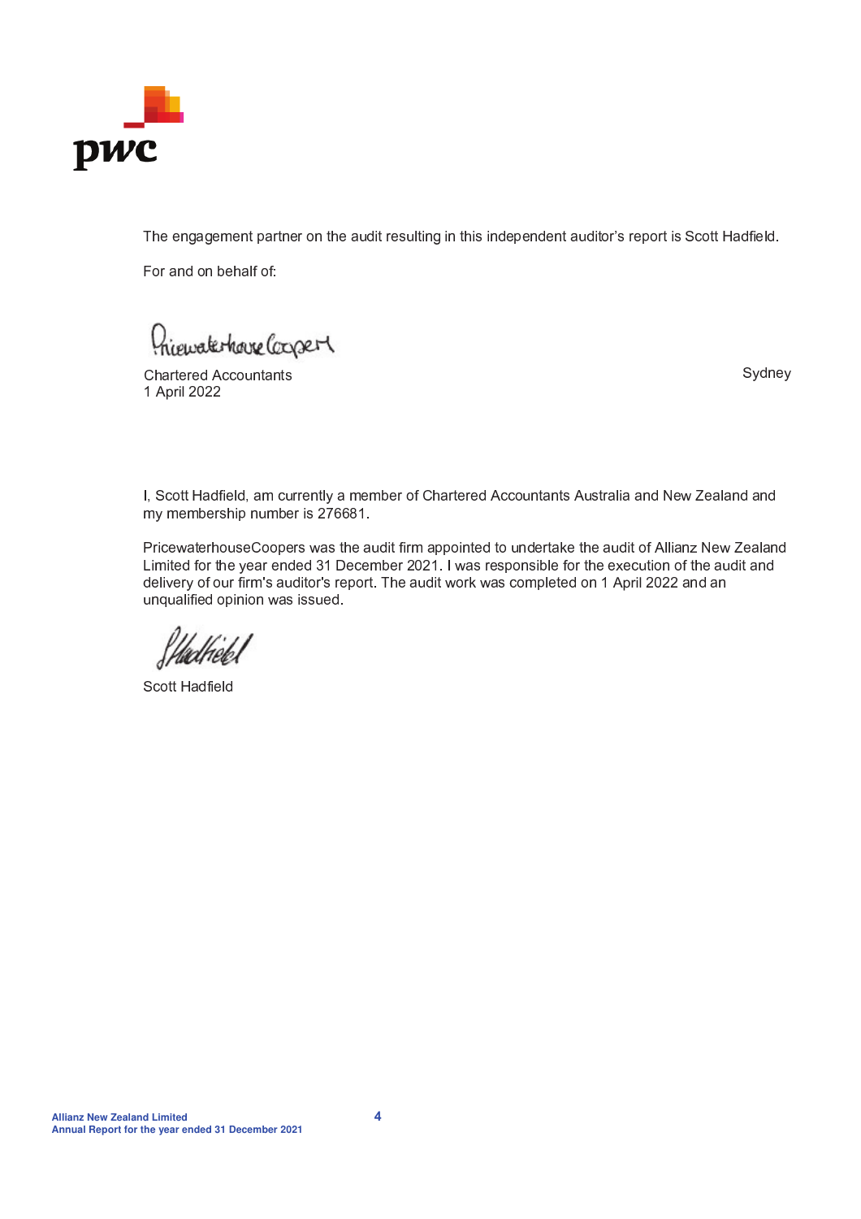The engagement partner on the audit resulting in this independent auditor's report is Scott Hadfield.

For and on behalf of:

PricewaterhouseCoopers

Chartered Accountants
1 April 2022

Sydney

I, Scott Hadfield, am currently a member of Chartered Accountants Australia and New Zealand and my membership number is 276681.

PricewaterhouseCoopers was the audit firm appointed to undertake the audit of Allianz New Zealand Limited for the year ended 31 December 2021. I was responsible for the execution of the audit and delivery of our firm's auditor's report. The audit work was completed on 1 April 2022 and an unqualified opinion was issued.

S Hadfield

Scott Hadfield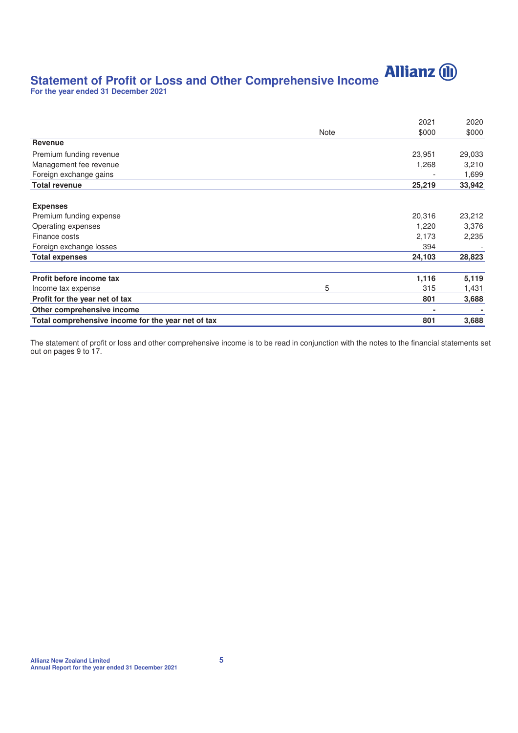# Statement of Profit or Loss and Other Comprehensive Income

**For the year ended 31 December 2021**

| | Note | 2021<br>$000 | 2020<br>$000 |
|---|---|---|---|
| **Revenue** | | | |
| Premium funding revenue | | 23,951 | 29,033 |
| Management fee revenue | | 1,268 | 3,210 |
| Foreign exchange gains | | - | 1,699 |
| **Total revenue** | | **25,219** | **33,942** |
| | | | |
| **Expenses** | | | |
| Premium funding expense | | 20,316 | 23,212 |
| Operating expenses | | 1,220 | 3,376 |
| Finance costs | | 2,173 | 2,235 |
| Foreign exchange losses | | 394 | - |
| **Total expenses** | | **24,103** | **28,823** |
| | | | |
| **Profit before income tax** | | **1,116** | **5,119** |
| Income tax expense | 5 | 315 | 1,431 |
| **Profit for the year net of tax** | | **801** | **3,688** |
| **Other comprehensive income** | | **-** | **-** |
| **Total comprehensive income for the year net of tax** | | **801** | **3,688** |

The statement of profit or loss and other comprehensive income is to be read in conjunction with the notes to the financial statements set out on pages 9 to 17.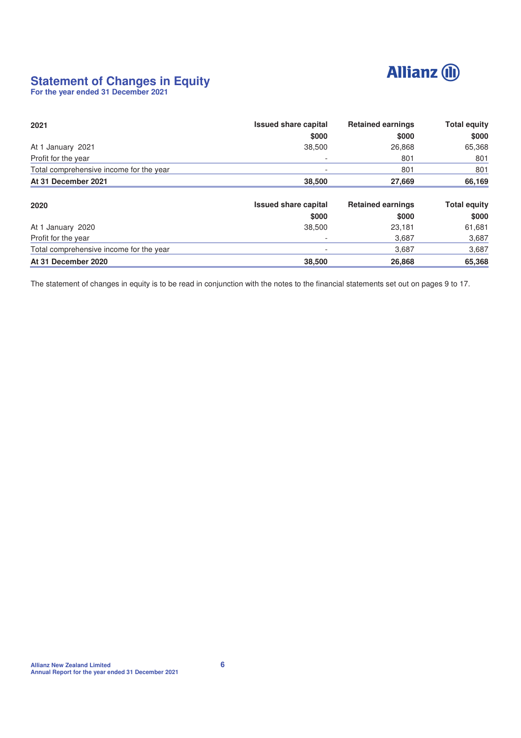# Statement of Changes in Equity

**For the year ended 31 December 2021**

| 2021 | Issued share capital | Retained earnings | Total equity |
|---|---|---|---|
| | $000 | $000 | $000 |
| At 1 January 2021 | 38,500 | 26,868 | 65,368 |
| Profit for the year | - | 801 | 801 |
| Total comprehensive income for the year | - | 801 | 801 |
| **At 31 December 2021** | **38,500** | **27,669** | **66,169** |

| 2020 | Issued share capital | Retained earnings | Total equity |
|---|---|---|---|
| | $000 | $000 | $000 |
| At 1 January 2020 | 38,500 | 23,181 | 61,681 |
| Profit for the year | - | 3,687 | 3,687 |
| Total comprehensive income for the year | - | 3,687 | 3,687 |
| **At 31 December 2020** | **38,500** | **26,868** | **65,368** |

The statement of changes in equity is to be read in conjunction with the notes to the financial statements set out on pages 9 to 17.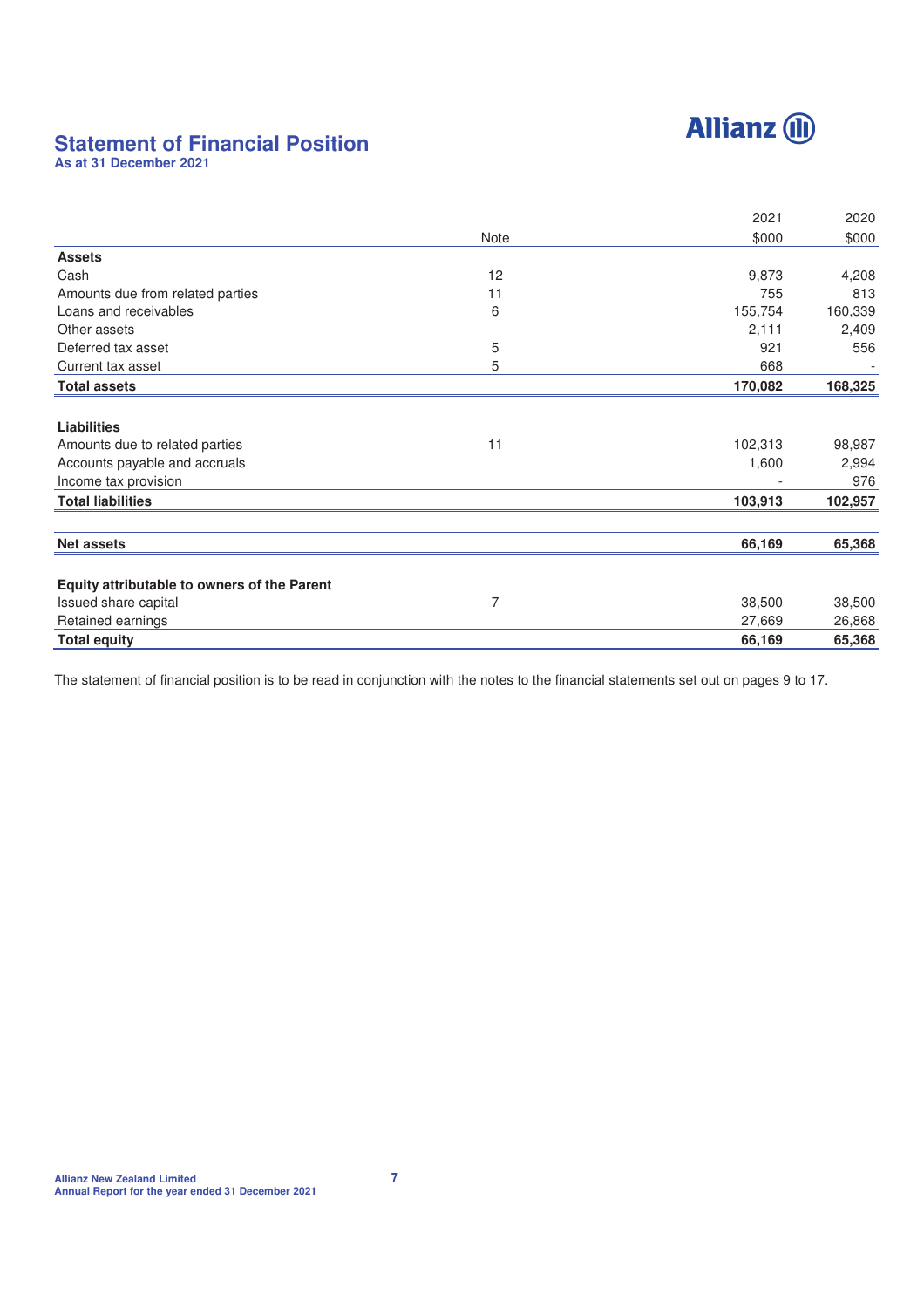# Statement of Financial Position

**As at 31 December 2021**

| | Note | 2021 $000 | 2020 $000 |
|---|---|---|---|
| **Assets** | | | |
| Cash | 12 | 9,873 | 4,208 |
| Amounts due from related parties | 11 | 755 | 813 |
| Loans and receivables | 6 | 155,754 | 160,339 |
| Other assets | | 2,111 | 2,409 |
| Deferred tax asset | 5 | 921 | 556 |
| Current tax asset | 5 | 668 | - |
| **Total assets** | | **170,082** | **168,325** |
| | | | |
| **Liabilities** | | | |
| Amounts due to related parties | 11 | 102,313 | 98,987 |
| Accounts payable and accruals | | 1,600 | 2,994 |
| Income tax provision | | - | 976 |
| **Total liabilities** | | **103,913** | **102,957** |
| | | | |
| **Net assets** | | **66,169** | **65,368** |
| | | | |
| **Equity attributable to owners of the Parent** | | | |
| Issued share capital | 7 | 38,500 | 38,500 |
| Retained earnings | | 27,669 | 26,868 |
| **Total equity** | | **66,169** | **65,368** |

The statement of financial position is to be read in conjunction with the notes to the financial statements set out on pages 9 to 17.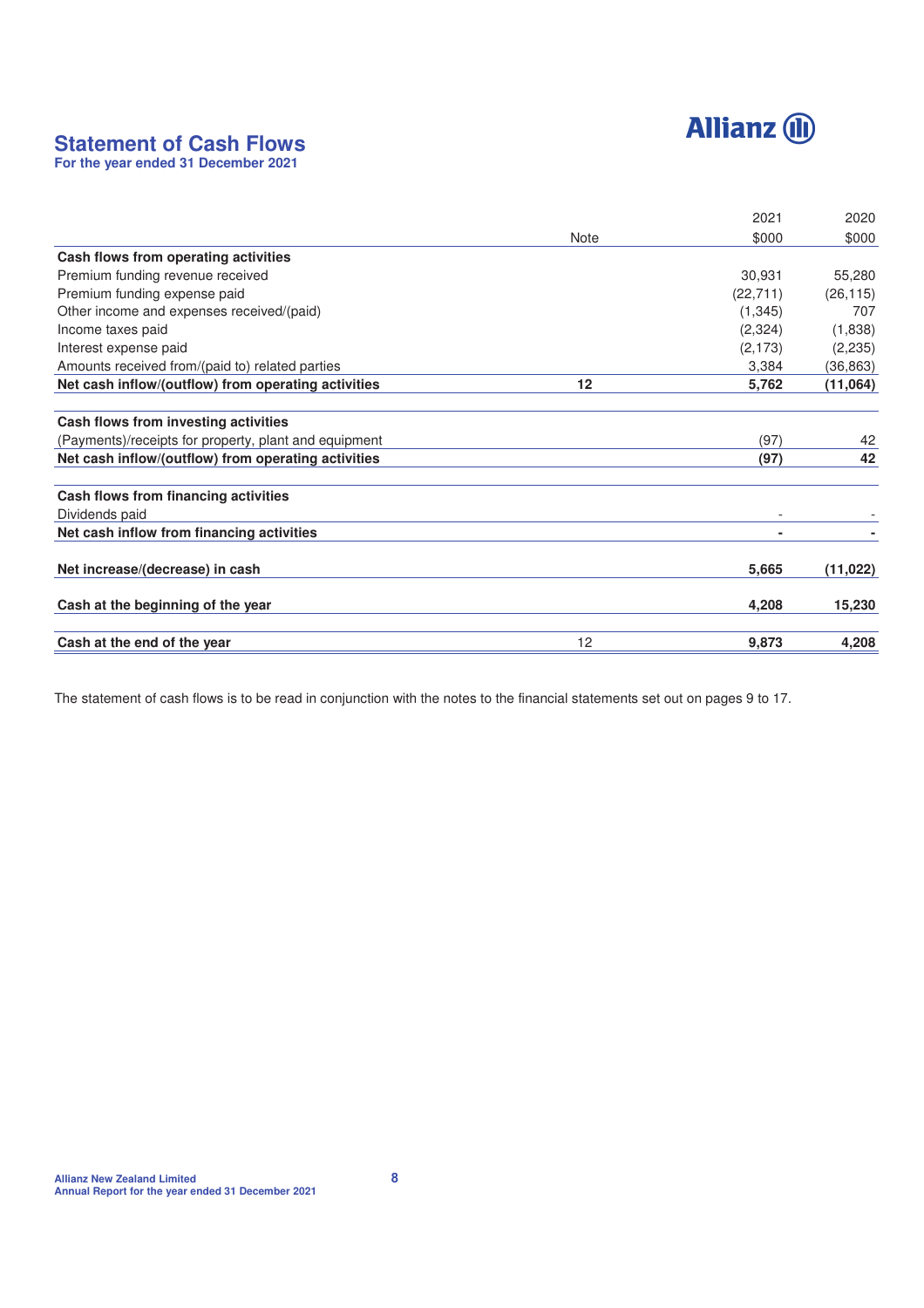## Statement of Cash Flows

**For the year ended 31 December 2021**

| | Note | 2021 $000 | 2020 $000 |
|---|---|---|---|
| **Cash flows from operating activities** | | | |
| Premium funding revenue received | | 30,931 | 55,280 |
| Premium funding expense paid | | (22,711) | (26,115) |
| Other income and expenses received/(paid) | | (1,345) | 707 |
| Income taxes paid | | (2,324) | (1,838) |
| Interest expense paid | | (2,173) | (2,235) |
| Amounts received from/(paid to) related parties | | 3,384 | (36,863) |
| **Net cash inflow/(outflow) from operating activities** | **12** | **5,762** | **(11,064)** |
| **Cash flows from investing activities** | | | |
| (Payments)/receipts for property, plant and equipment | | (97) | 42 |
| **Net cash inflow/(outflow) from operating activities** | | **(97)** | **42** |
| **Cash flows from financing activities** | | | |
| Dividends paid | | - | - |
| **Net cash inflow from financing activities** | | **-** | **-** |
| **Net increase/(decrease) in cash** | | **5,665** | **(11,022)** |
| **Cash at the beginning of the year** | | **4,208** | **15,230** |
| **Cash at the end of the year** | 12 | **9,873** | **4,208** |

The statement of cash flows is to be read in conjunction with the notes to the financial statements set out on pages 9 to 17.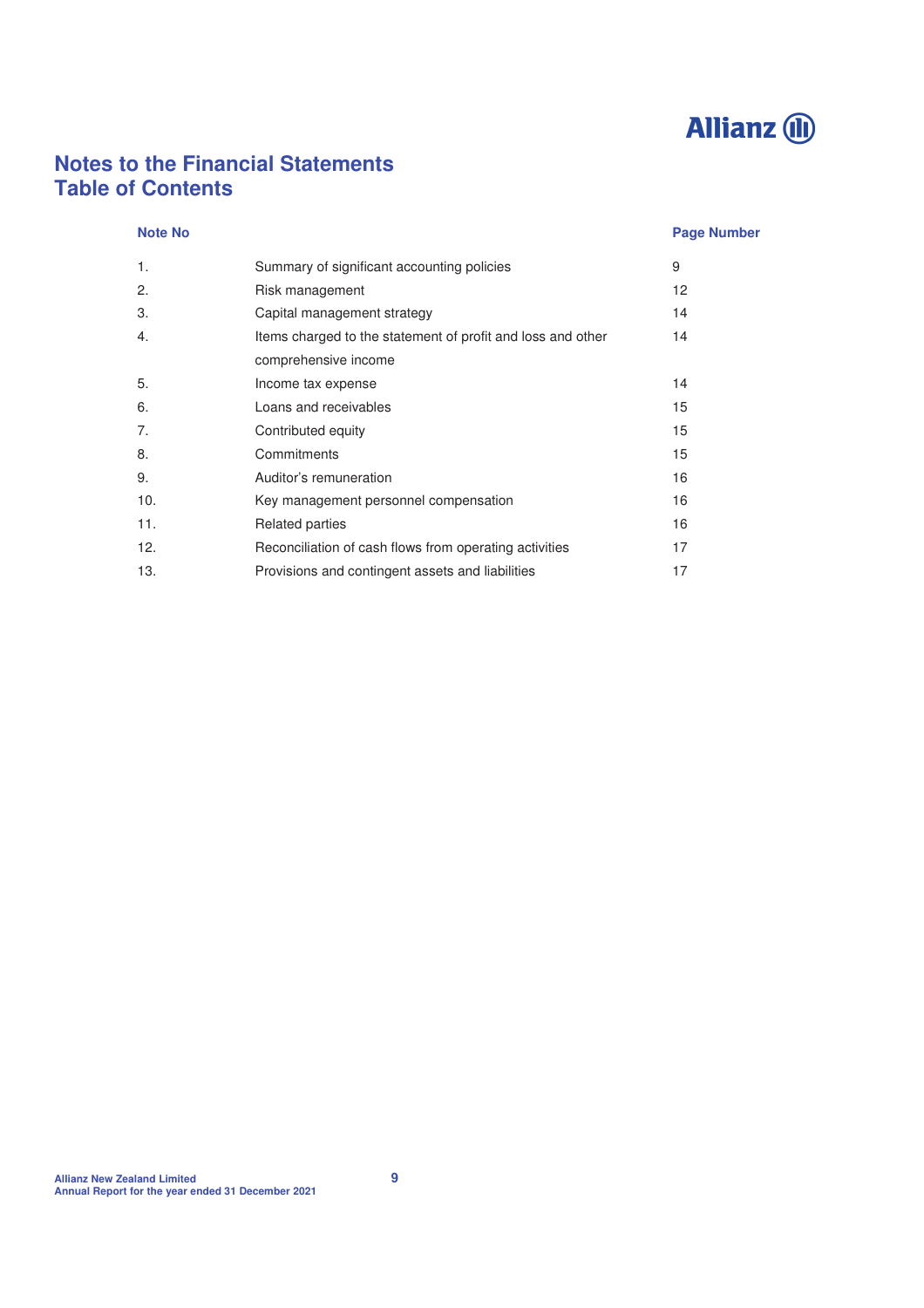# Notes to the Financial Statements
# Table of Contents

| Note No | | Page Number |
|---|---|---|
| 1. | Summary of significant accounting policies | 9 |
| 2. | Risk management | 12 |
| 3. | Capital management strategy | 14 |
| 4. | Items charged to the statement of profit and loss and other comprehensive income | 14 |
| 5. | Income tax expense | 14 |
| 6. | Loans and receivables | 15 |
| 7. | Contributed equity | 15 |
| 8. | Commitments | 15 |
| 9. | Auditor's remuneration | 16 |
| 10. | Key management personnel compensation | 16 |
| 11. | Related parties | 16 |
| 12. | Reconciliation of cash flows from operating activities | 17 |
| 13. | Provisions and contingent assets and liabilities | 17 |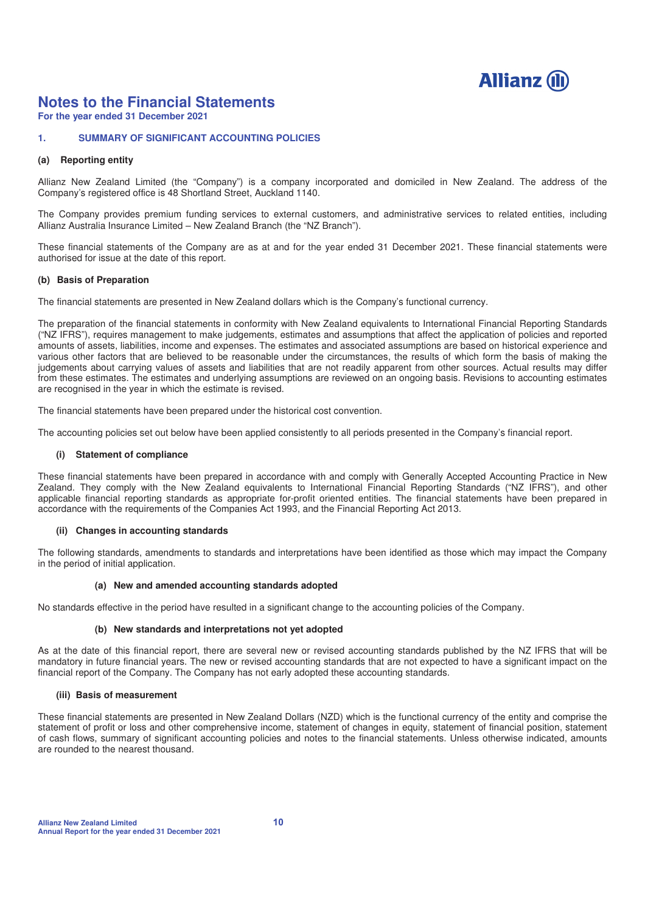# Notes to the Financial Statements

**For the year ended 31 December 2021**

## 1. SUMMARY OF SIGNIFICANT ACCOUNTING POLICIES

### (a) Reporting entity

Allianz New Zealand Limited (the "Company") is a company incorporated and domiciled in New Zealand. The address of the Company's registered office is 48 Shortland Street, Auckland 1140.

The Company provides premium funding services to external customers, and administrative services to related entities, including Allianz Australia Insurance Limited – New Zealand Branch (the "NZ Branch").

These financial statements of the Company are as at and for the year ended 31 December 2021. These financial statements were authorised for issue at the date of this report.

### (b) Basis of Preparation

The financial statements are presented in New Zealand dollars which is the Company's functional currency.

The preparation of the financial statements in conformity with New Zealand equivalents to International Financial Reporting Standards ("NZ IFRS"), requires management to make judgements, estimates and assumptions that affect the application of policies and reported amounts of assets, liabilities, income and expenses. The estimates and associated assumptions are based on historical experience and various other factors that are believed to be reasonable under the circumstances, the results of which form the basis of making the judgements about carrying values of assets and liabilities that are not readily apparent from other sources. Actual results may differ from these estimates. The estimates and underlying assumptions are reviewed on an ongoing basis. Revisions to accounting estimates are recognised in the year in which the estimate is revised.

The financial statements have been prepared under the historical cost convention.

The accounting policies set out below have been applied consistently to all periods presented in the Company's financial report.

#### (i) Statement of compliance

These financial statements have been prepared in accordance with and comply with Generally Accepted Accounting Practice in New Zealand. They comply with the New Zealand equivalents to International Financial Reporting Standards ("NZ IFRS"), and other applicable financial reporting standards as appropriate for-profit oriented entities. The financial statements have been prepared in accordance with the requirements of the Companies Act 1993, and the Financial Reporting Act 2013.

#### (ii) Changes in accounting standards

The following standards, amendments to standards and interpretations have been identified as those which may impact the Company in the period of initial application.

##### (a) New and amended accounting standards adopted

No standards effective in the period have resulted in a significant change to the accounting policies of the Company.

##### (b) New standards and interpretations not yet adopted

As at the date of this financial report, there are several new or revised accounting standards published by the NZ IFRS that will be mandatory in future financial years. The new or revised accounting standards that are not expected to have a significant impact on the financial report of the Company. The Company has not early adopted these accounting standards.

#### (iii) Basis of measurement

These financial statements are presented in New Zealand Dollars (NZD) which is the functional currency of the entity and comprise the statement of profit or loss and other comprehensive income, statement of changes in equity, statement of financial position, statement of cash flows, summary of significant accounting policies and notes to the financial statements. Unless otherwise indicated, amounts are rounded to the nearest thousand.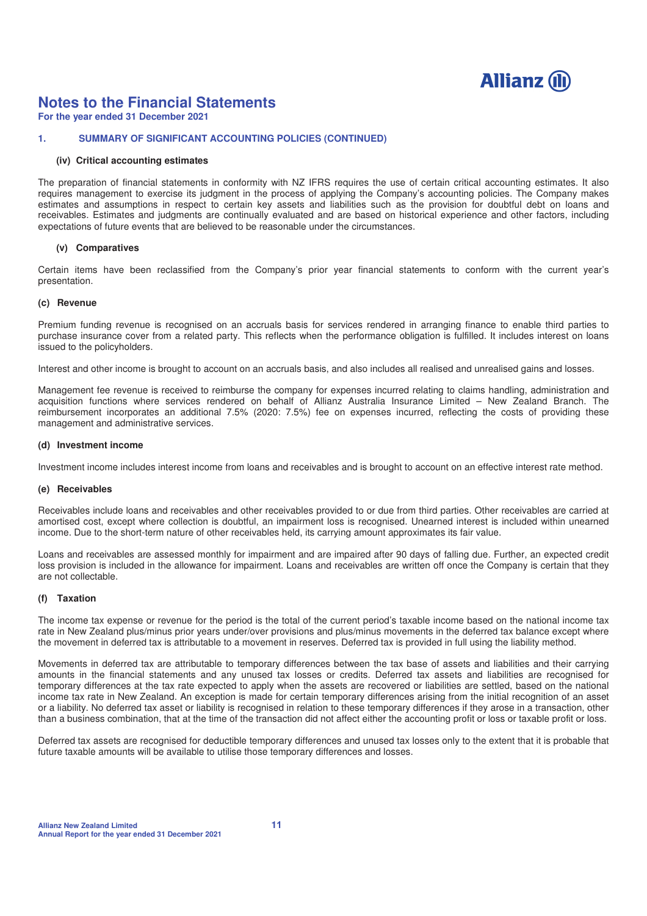# Notes to the Financial Statements

**For the year ended 31 December 2021**

## 1. SUMMARY OF SIGNIFICANT ACCOUNTING POLICIES (CONTINUED)

### (iv) Critical accounting estimates

The preparation of financial statements in conformity with NZ IFRS requires the use of certain critical accounting estimates. It also requires management to exercise its judgment in the process of applying the Company's accounting policies. The Company makes estimates and assumptions in respect to certain key assets and liabilities such as the provision for doubtful debt on loans and receivables. Estimates and judgments are continually evaluated and are based on historical experience and other factors, including expectations of future events that are believed to be reasonable under the circumstances.

### (v) Comparatives

Certain items have been reclassified from the Company's prior year financial statements to conform with the current year's presentation.

### (c) Revenue

Premium funding revenue is recognised on an accruals basis for services rendered in arranging finance to enable third parties to purchase insurance cover from a related party. This reflects when the performance obligation is fulfilled. It includes interest on loans issued to the policyholders.

Interest and other income is brought to account on an accruals basis, and also includes all realised and unrealised gains and losses.

Management fee revenue is received to reimburse the company for expenses incurred relating to claims handling, administration and acquisition functions where services rendered on behalf of Allianz Australia Insurance Limited – New Zealand Branch. The reimbursement incorporates an additional 7.5% (2020: 7.5%) fee on expenses incurred, reflecting the costs of providing these management and administrative services.

### (d) Investment income

Investment income includes interest income from loans and receivables and is brought to account on an effective interest rate method.

### (e) Receivables

Receivables include loans and receivables and other receivables provided to or due from third parties. Other receivables are carried at amortised cost, except where collection is doubtful, an impairment loss is recognised. Unearned interest is included within unearned income. Due to the short-term nature of other receivables held, its carrying amount approximates its fair value.

Loans and receivables are assessed monthly for impairment and are impaired after 90 days of falling due. Further, an expected credit loss provision is included in the allowance for impairment. Loans and receivables are written off once the Company is certain that they are not collectable.

### (f) Taxation

The income tax expense or revenue for the period is the total of the current period's taxable income based on the national income tax rate in New Zealand plus/minus prior years under/over provisions and plus/minus movements in the deferred tax balance except where the movement in deferred tax is attributable to a movement in reserves. Deferred tax is provided in full using the liability method.

Movements in deferred tax are attributable to temporary differences between the tax base of assets and liabilities and their carrying amounts in the financial statements and any unused tax losses or credits. Deferred tax assets and liabilities are recognised for temporary differences at the tax rate expected to apply when the assets are recovered or liabilities are settled, based on the national income tax rate in New Zealand. An exception is made for certain temporary differences arising from the initial recognition of an asset or a liability. No deferred tax asset or liability is recognised in relation to these temporary differences if they arose in a transaction, other than a business combination, that at the time of the transaction did not affect either the accounting profit or loss or taxable profit or loss.

Deferred tax assets are recognised for deductible temporary differences and unused tax losses only to the extent that it is probable that future taxable amounts will be available to utilise those temporary differences and losses.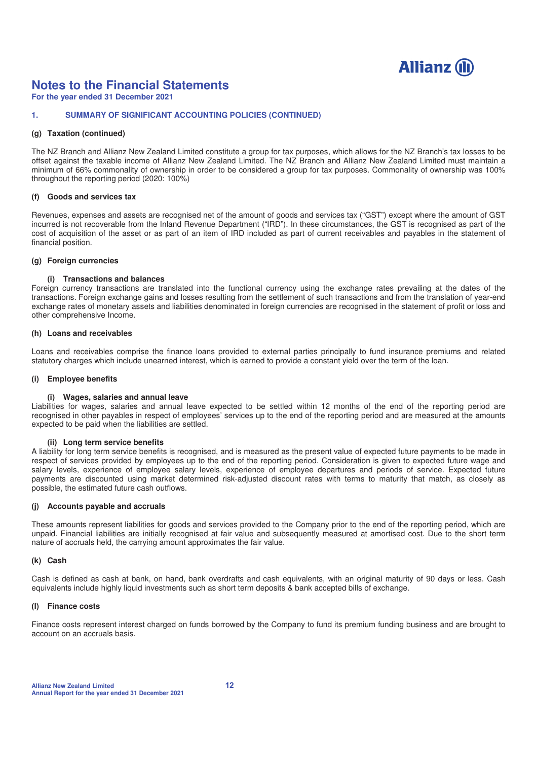# Notes to the Financial Statements

**For the year ended 31 December 2021**

## 1. SUMMARY OF SIGNIFICANT ACCOUNTING POLICIES (CONTINUED)

### (g) Taxation (continued)

The NZ Branch and Allianz New Zealand Limited constitute a group for tax purposes, which allows for the NZ Branch's tax losses to be offset against the taxable income of Allianz New Zealand Limited. The NZ Branch and Allianz New Zealand Limited must maintain a minimum of 66% commonality of ownership in order to be considered a group for tax purposes. Commonality of ownership was 100% throughout the reporting period (2020: 100%)

### (f) Goods and services tax

Revenues, expenses and assets are recognised net of the amount of goods and services tax ("GST") except where the amount of GST incurred is not recoverable from the Inland Revenue Department ("IRD"). In these circumstances, the GST is recognised as part of the cost of acquisition of the asset or as part of an item of IRD included as part of current receivables and payables in the statement of financial position.

### (g) Foreign currencies

#### (i) Transactions and balances

Foreign currency transactions are translated into the functional currency using the exchange rates prevailing at the dates of the transactions. Foreign exchange gains and losses resulting from the settlement of such transactions and from the translation of year-end exchange rates of monetary assets and liabilities denominated in foreign currencies are recognised in the statement of profit or loss and other comprehensive Income.

### (h) Loans and receivables

Loans and receivables comprise the finance loans provided to external parties principally to fund insurance premiums and related statutory charges which include unearned interest, which is earned to provide a constant yield over the term of the loan.

### (i) Employee benefits

#### (i) Wages, salaries and annual leave

Liabilities for wages, salaries and annual leave expected to be settled within 12 months of the end of the reporting period are recognised in other payables in respect of employees' services up to the end of the reporting period and are measured at the amounts expected to be paid when the liabilities are settled.

#### (ii) Long term service benefits

A liability for long term service benefits is recognised, and is measured as the present value of expected future payments to be made in respect of services provided by employees up to the end of the reporting period. Consideration is given to expected future wage and salary levels, experience of employee salary levels, experience of employee departures and periods of service. Expected future payments are discounted using market determined risk-adjusted discount rates with terms to maturity that match, as closely as possible, the estimated future cash outflows.

### (j) Accounts payable and accruals

These amounts represent liabilities for goods and services provided to the Company prior to the end of the reporting period, which are unpaid. Financial liabilities are initially recognised at fair value and subsequently measured at amortised cost. Due to the short term nature of accruals held, the carrying amount approximates the fair value.

### (k) Cash

Cash is defined as cash at bank, on hand, bank overdrafts and cash equivalents, with an original maturity of 90 days or less. Cash equivalents include highly liquid investments such as short term deposits & bank accepted bills of exchange.

### (l) Finance costs

Finance costs represent interest charged on funds borrowed by the Company to fund its premium funding business and are brought to account on an accruals basis.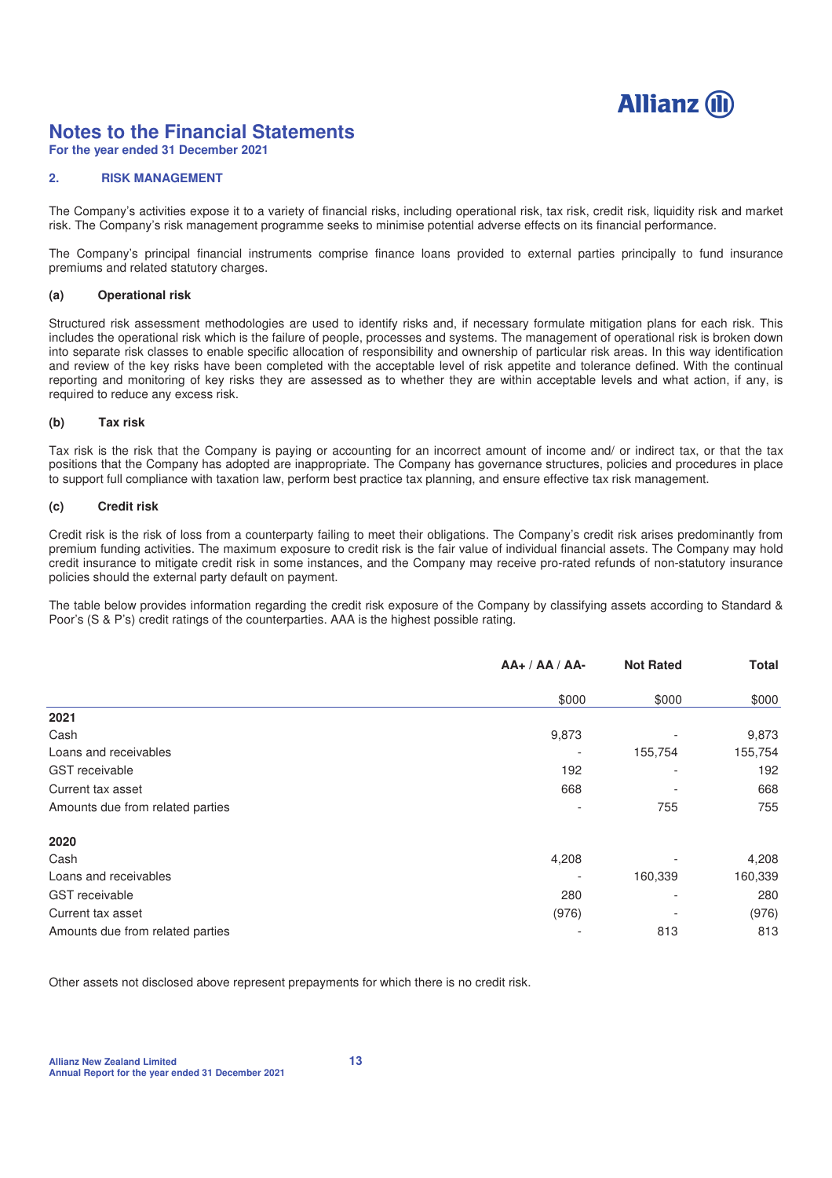# Notes to the Financial Statements

**For the year ended 31 December 2021**

## 2. RISK MANAGEMENT

The Company's activities expose it to a variety of financial risks, including operational risk, tax risk, credit risk, liquidity risk and market risk. The Company's risk management programme seeks to minimise potential adverse effects on its financial performance.

The Company's principal financial instruments comprise finance loans provided to external parties principally to fund insurance premiums and related statutory charges.

### (a) Operational risk

Structured risk assessment methodologies are used to identify risks and, if necessary formulate mitigation plans for each risk. This includes the operational risk which is the failure of people, processes and systems. The management of operational risk is broken down into separate risk classes to enable specific allocation of responsibility and ownership of particular risk areas. In this way identification and review of the key risks have been completed with the acceptable level of risk appetite and tolerance defined. With the continual reporting and monitoring of key risks they are assessed as to whether they are within acceptable levels and what action, if any, is required to reduce any excess risk.

### (b) Tax risk

Tax risk is the risk that the Company is paying or accounting for an incorrect amount of income and/ or indirect tax, or that the tax positions that the Company has adopted are inappropriate. The Company has governance structures, policies and procedures in place to support full compliance with taxation law, perform best practice tax planning, and ensure effective tax risk management.

### (c) Credit risk

Credit risk is the risk of loss from a counterparty failing to meet their obligations. The Company's credit risk arises predominantly from premium funding activities. The maximum exposure to credit risk is the fair value of individual financial assets. The Company may hold credit insurance to mitigate credit risk in some instances, and the Company may receive pro-rated refunds of non-statutory insurance policies should the external party default on payment.

The table below provides information regarding the credit risk exposure of the Company by classifying assets according to Standard & Poor's (S & P's) credit ratings of the counterparties. AAA is the highest possible rating.

| | AA+ / AA / AA- | Not Rated | Total |
|---|---|---|---|
| | $000 | $000 | $000 |
| **2021** | | | |
| Cash | 9,873 | - | 9,873 |
| Loans and receivables | - | 155,754 | 155,754 |
| GST receivable | 192 | - | 192 |
| Current tax asset | 668 | - | 668 |
| Amounts due from related parties | - | 755 | 755 |
| **2020** | | | |
| Cash | 4,208 | - | 4,208 |
| Loans and receivables | - | 160,339 | 160,339 |
| GST receivable | 280 | - | 280 |
| Current tax asset | (976) | - | (976) |
| Amounts due from related parties | - | 813 | 813 |

Other assets not disclosed above represent prepayments for which there is no credit risk.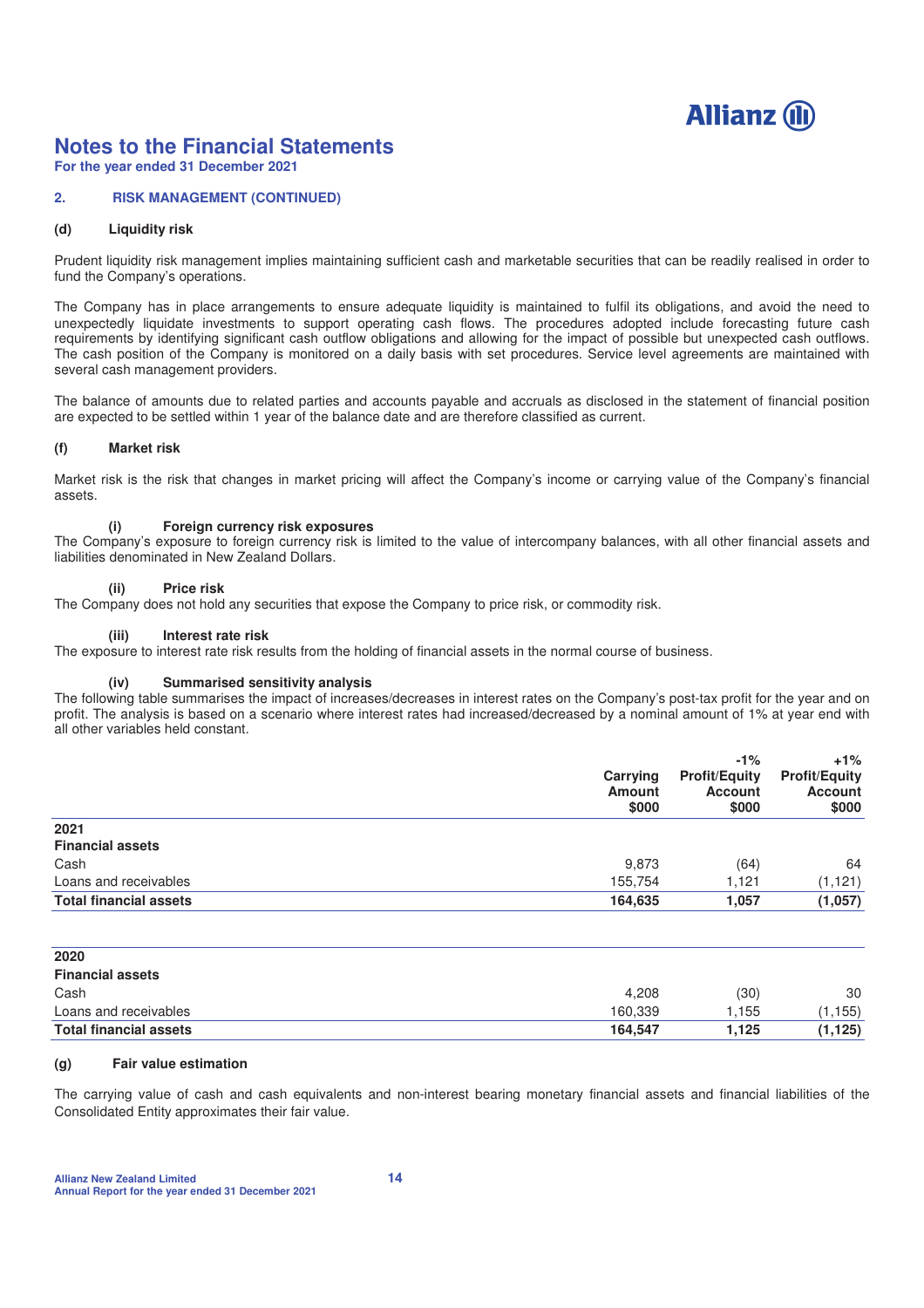# Notes to the Financial Statements

**For the year ended 31 December 2021**

## 2. RISK MANAGEMENT (CONTINUED)

### (d) Liquidity risk

Prudent liquidity risk management implies maintaining sufficient cash and marketable securities that can be readily realised in order to fund the Company's operations.

The Company has in place arrangements to ensure adequate liquidity is maintained to fulfil its obligations, and avoid the need to unexpectedly liquidate investments to support operating cash flows. The procedures adopted include forecasting future cash requirements by identifying significant cash outflow obligations and allowing for the impact of possible but unexpected cash outflows. The cash position of the Company is monitored on a daily basis with set procedures. Service level agreements are maintained with several cash management providers.

The balance of amounts due to related parties and accounts payable and accruals as disclosed in the statement of financial position are expected to be settled within 1 year of the balance date and are therefore classified as current.

### (f) Market risk

Market risk is the risk that changes in market pricing will affect the Company's income or carrying value of the Company's financial assets.

#### (i) Foreign currency risk exposures

The Company's exposure to foreign currency risk is limited to the value of intercompany balances, with all other financial assets and liabilities denominated in New Zealand Dollars.

#### (ii) Price risk

The Company does not hold any securities that expose the Company to price risk, or commodity risk.

#### (iii) Interest rate risk

The exposure to interest rate risk results from the holding of financial assets in the normal course of business.

#### (iv) Summarised sensitivity analysis

The following table summarises the impact of increases/decreases in interest rates on the Company's post-tax profit for the year and on profit. The analysis is based on a scenario where interest rates had increased/decreased by a nominal amount of 1% at year end with all other variables held constant.

| | Carrying Amount $000 | -1% Profit/Equity Account $000 | +1% Profit/Equity Account $000 |
|---|---|---|---|
| **2021** | | | |
| **Financial assets** | | | |
| Cash | 9,873 | (64) | 64 |
| Loans and receivables | 155,754 | 1,121 | (1,121) |
| **Total financial assets** | **164,635** | **1,057** | **(1,057)** |
| | | | |
| **2020** | | | |
| **Financial assets** | | | |
| Cash | 4,208 | (30) | 30 |
| Loans and receivables | 160,339 | 1,155 | (1,155) |
| **Total financial assets** | **164,547** | **1,125** | **(1,125)** |

### (g) Fair value estimation

The carrying value of cash and cash equivalents and non-interest bearing monetary financial assets and financial liabilities of the Consolidated Entity approximates their fair value.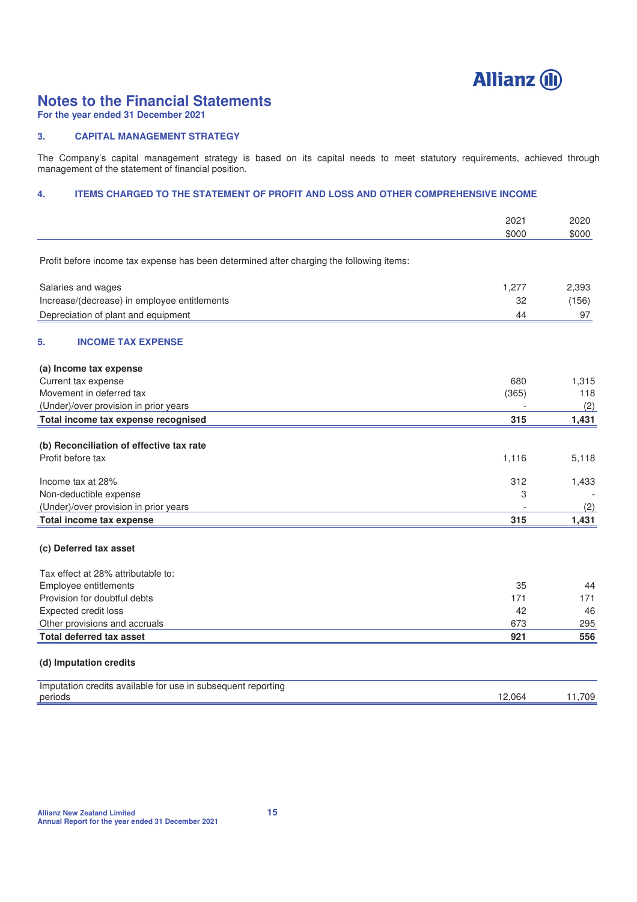# Notes to the Financial Statements

**For the year ended 31 December 2021**

## 3. CAPITAL MANAGEMENT STRATEGY

The Company's capital management strategy is based on its capital needs to meet statutory requirements, achieved through management of the statement of financial position.

## 4. ITEMS CHARGED TO THE STATEMENT OF PROFIT AND LOSS AND OTHER COMPREHENSIVE INCOME

| | 2021 $000 | 2020 $000 |
|---|---|---|
| Profit before income tax expense has been determined after charging the following items: | | |
| Salaries and wages | 1,277 | 2,393 |
| Increase/(decrease) in employee entitlements | 32 | (156) |
| Depreciation of plant and equipment | 44 | 97 |

## 5. INCOME TAX EXPENSE

| | 2021 $000 | 2020 $000 |
|---|---|---|
| **(a) Income tax expense** | | |
| Current tax expense | 680 | 1,315 |
| Movement in deferred tax | (365) | 118 |
| (Under)/over provision in prior years | - | (2) |
| **Total income tax expense recognised** | **315** | **1,431** |
| | | |
| **(b) Reconciliation of effective tax rate** | | |
| Profit before tax | 1,116 | 5,118 |
| | | |
| Income tax at 28% | 312 | 1,433 |
| Non-deductible expense | 3 | - |
| (Under)/over provision in prior years | - | (2) |
| **Total income tax expense** | **315** | **1,431** |
| | | |
| **(c) Deferred tax asset** | | |
| Tax effect at 28% attributable to: | | |
| Employee entitlements | 35 | 44 |
| Provision for doubtful debts | 171 | 171 |
| Expected credit loss | 42 | 46 |
| Other provisions and accruals | 673 | 295 |
| **Total deferred tax asset** | **921** | **556** |
| | | |
| **(d) Imputation credits** | | |
| Imputation credits available for use in subsequent reporting periods | 12,064 | 11,709 |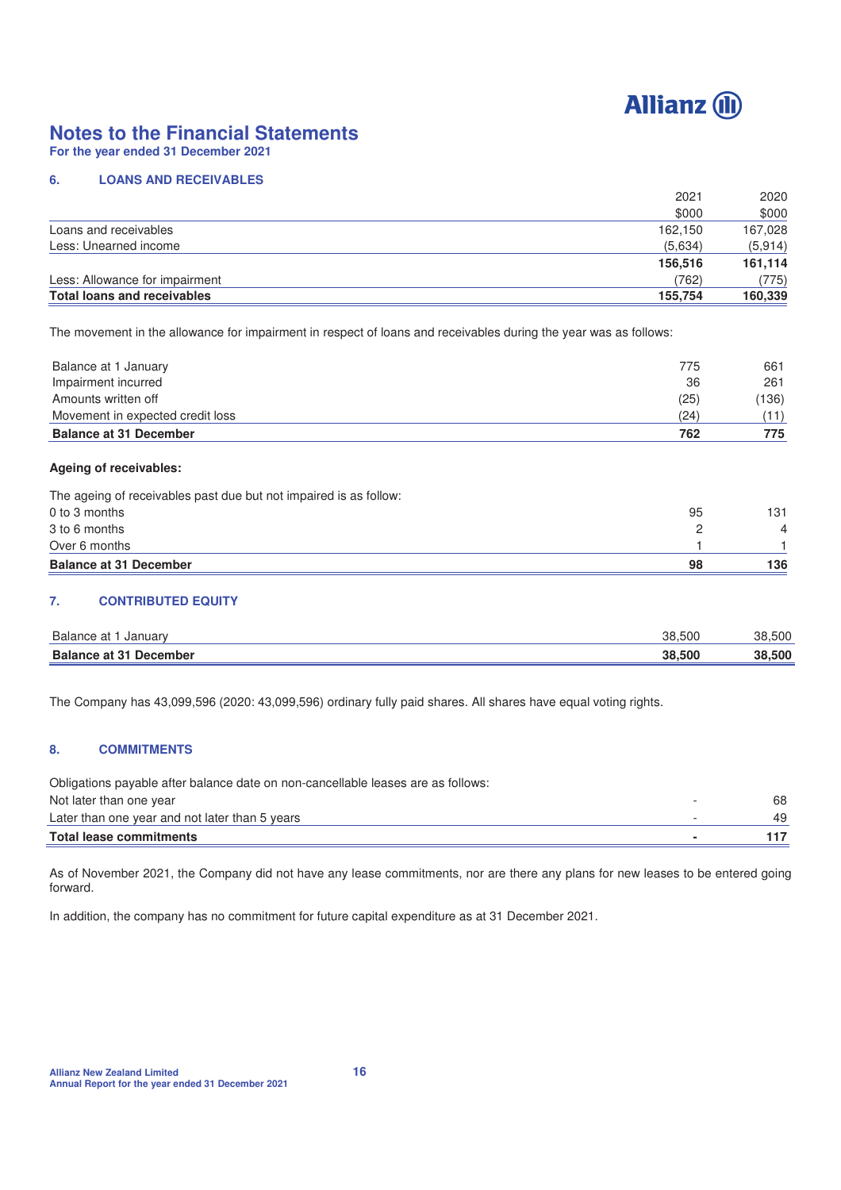# Notes to the Financial Statements

**For the year ended 31 December 2021**

## 6. LOANS AND RECEIVABLES

| | 2021 | 2020 |
|---|---|---|
| | $000 | $000 |
| Loans and receivables | 162,150 | 167,028 |
| Less: Unearned income | (5,634) | (5,914) |
| | **156,516** | **161,114** |
| Less: Allowance for impairment | (762) | (775) |
| **Total loans and receivables** | **155,754** | **160,339** |

The movement in the allowance for impairment in respect of loans and receivables during the year was as follows:

| | 2021 | 2020 |
|---|---|---|
| Balance at 1 January | 775 | 661 |
| Impairment incurred | 36 | 261 |
| Amounts written off | (25) | (136) |
| Movement in expected credit loss | (24) | (11) |
| **Balance at 31 December** | **762** | **775** |

**Ageing of receivables:**

The ageing of receivables past due but not impaired is as follow:

| | 2021 | 2020 |
|---|---|---|
| 0 to 3 months | 95 | 131 |
| 3 to 6 months | 2 | 4 |
| Over 6 months | 1 | 1 |
| **Balance at 31 December** | **98** | **136** |

## 7. CONTRIBUTED EQUITY

| | 2021 | 2020 |
|---|---|---|
| Balance at 1 January | 38,500 | 38,500 |
| **Balance at 31 December** | **38,500** | **38,500** |

The Company has 43,099,596 (2020: 43,099,596) ordinary fully paid shares. All shares have equal voting rights.

## 8. COMMITMENTS

Obligations payable after balance date on non-cancellable leases are as follows:

| | 2021 | 2020 |
|---|---|---|
| Not later than one year | - | 68 |
| Later than one year and not later than 5 years | - | 49 |
| **Total lease commitments** | **-** | **117** |

As of November 2021, the Company did not have any lease commitments, nor are there any plans for new leases to be entered going forward.

In addition, the company has no commitment for future capital expenditure as at 31 December 2021.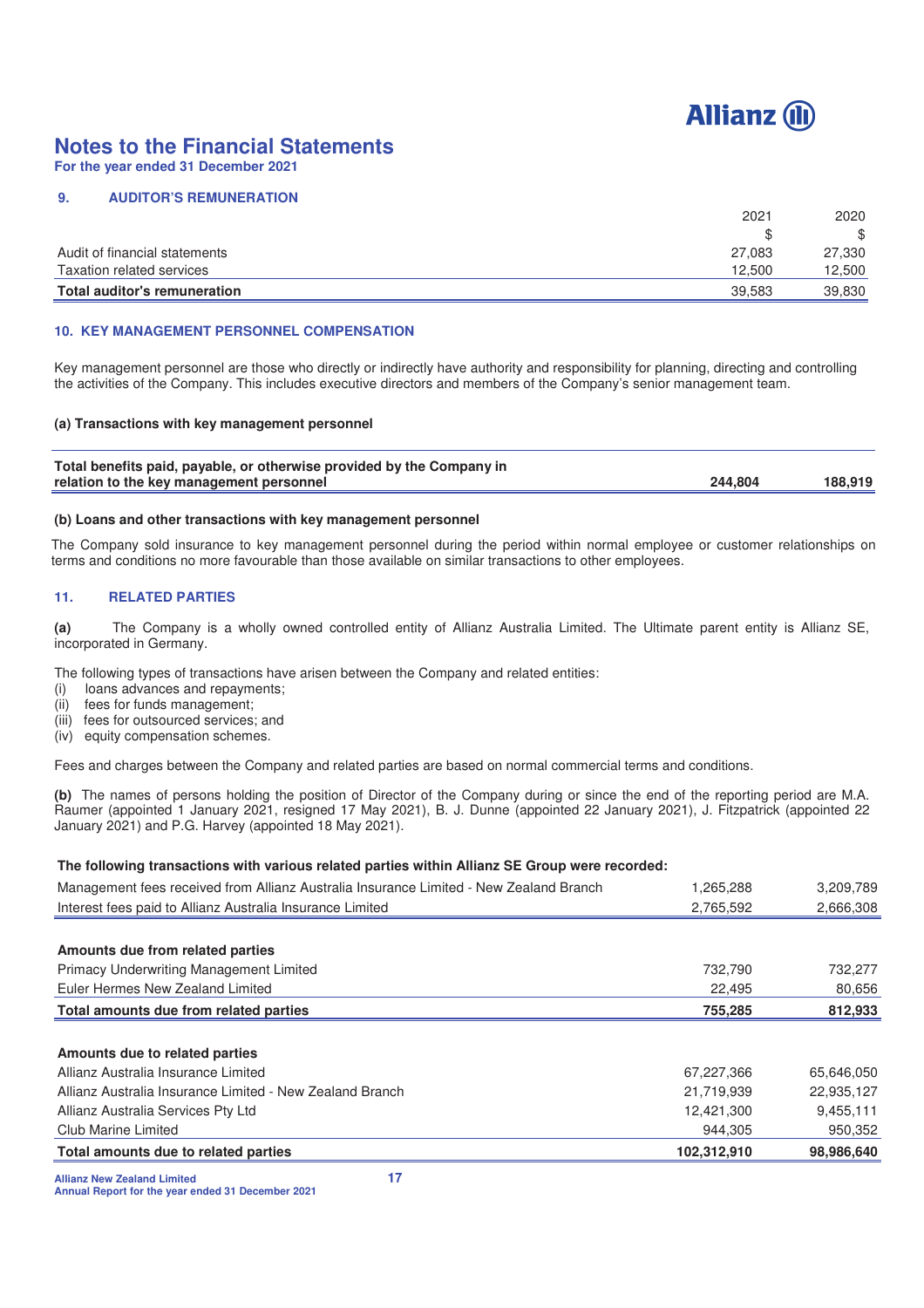# Notes to the Financial Statements

**For the year ended 31 December 2021**

## 9. AUDITOR'S REMUNERATION

| | 2021 | 2020 |
|---|---|---|
| | $ | $ |
| Audit of financial statements | 27,083 | 27,330 |
| Taxation related services | 12,500 | 12,500 |
| **Total auditor's remuneration** | 39,583 | 39,830 |

## 10. KEY MANAGEMENT PERSONNEL COMPENSATION

Key management personnel are those who directly or indirectly have authority and responsibility for planning, directing and controlling the activities of the Company. This includes executive directors and members of the Company's senior management team.

### (a) Transactions with key management personnel

| | | |
|---|---|---|
| **Total benefits paid, payable, or otherwise provided by the Company in relation to the key management personnel** | **244,804** | **188,919** |

### (b) Loans and other transactions with key management personnel

The Company sold insurance to key management personnel during the period within normal employee or customer relationships on terms and conditions no more favourable than those available on similar transactions to other employees.

## 11. RELATED PARTIES

**(a)** The Company is a wholly owned controlled entity of Allianz Australia Limited. The Ultimate parent entity is Allianz SE, incorporated in Germany.

The following types of transactions have arisen between the Company and related entities:

(i) loans advances and repayments;
(ii) fees for funds management;
(iii) fees for outsourced services; and
(iv) equity compensation schemes.

Fees and charges between the Company and related parties are based on normal commercial terms and conditions.

**(b)** The names of persons holding the position of Director of the Company during or since the end of the reporting period are M.A. Raumer (appointed 1 January 2021, resigned 17 May 2021), B. J. Dunne (appointed 22 January 2021), J. Fitzpatrick (appointed 22 January 2021) and P.G. Harvey (appointed 18 May 2021).

| **The following transactions with various related parties within Allianz SE Group were recorded:** | | |
|---|---|---|
| Management fees received from Allianz Australia Insurance Limited - New Zealand Branch | 1,265,288 | 3,209,789 |
| Interest fees paid to Allianz Australia Insurance Limited | 2,765,592 | 2,666,308 |
| | | |
| **Amounts due from related parties** | | |
| Primacy Underwriting Management Limited | 732,790 | 732,277 |
| Euler Hermes New Zealand Limited | 22,495 | 80,656 |
| **Total amounts due from related parties** | **755,285** | **812,933** |
| | | |
| **Amounts due to related parties** | | |
| Allianz Australia Insurance Limited | 67,227,366 | 65,646,050 |
| Allianz Australia Insurance Limited - New Zealand Branch | 21,719,939 | 22,935,127 |
| Allianz Australia Services Pty Ltd | 12,421,300 | 9,455,111 |
| Club Marine Limited | 944,305 | 950,352 |
| **Total amounts due to related parties** | **102,312,910** | **98,986,640** |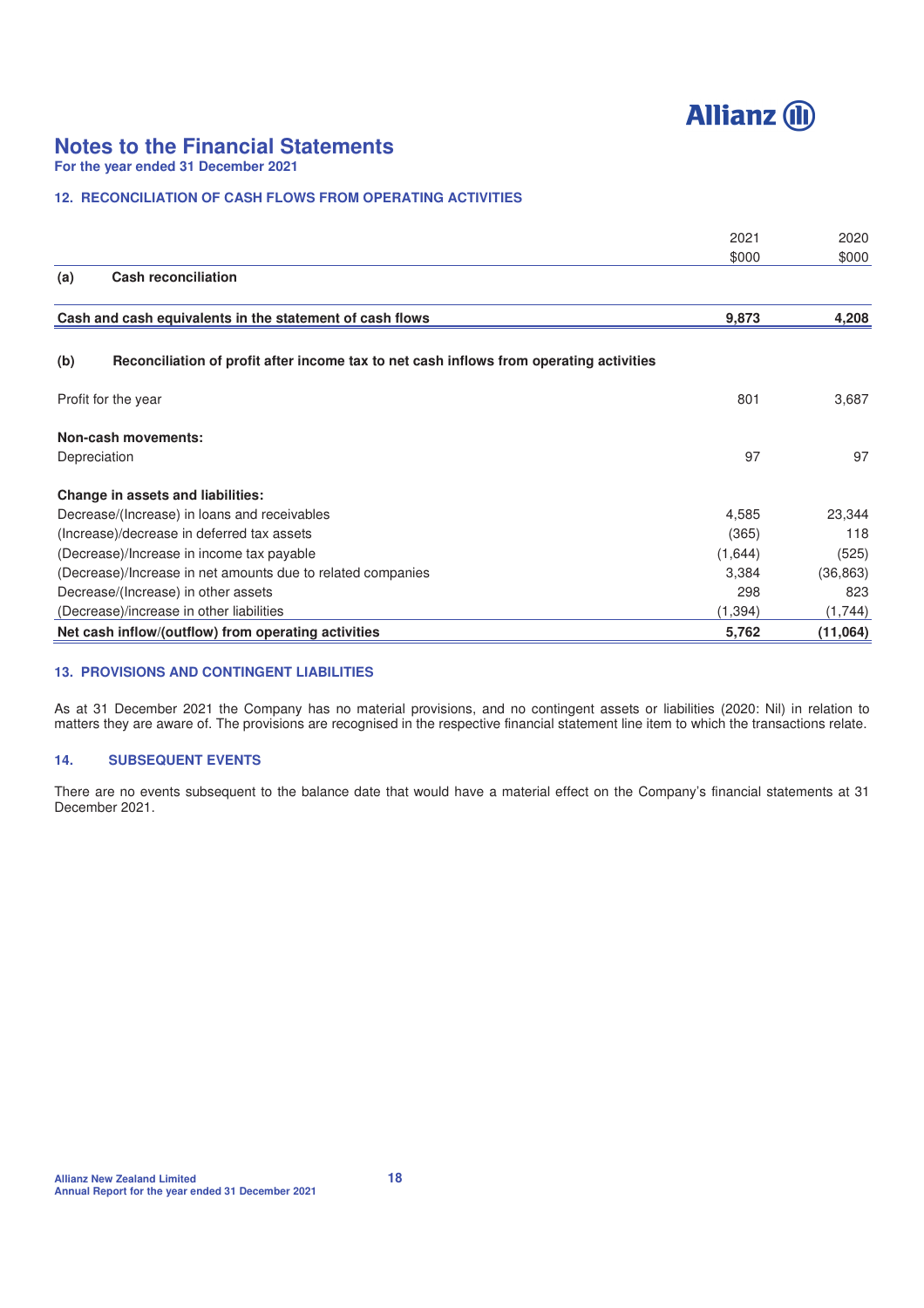# Notes to the Financial Statements

**For the year ended 31 December 2021**

## 12. RECONCILIATION OF CASH FLOWS FROM OPERATING ACTIVITIES

| | 2021 | 2020 |
|---|---|---|
| | $000 | $000 |
| **(a) Cash reconciliation** | | |
| **Cash and cash equivalents in the statement of cash flows** | **9,873** | **4,208** |
| **(b) Reconciliation of profit after income tax to net cash inflows from operating activities** | | |
| Profit for the year | 801 | 3,687 |
| **Non-cash movements:** | | |
| Depreciation | 97 | 97 |
| **Change in assets and liabilities:** | | |
| Decrease/(Increase) in loans and receivables | 4,585 | 23,344 |
| (Increase)/decrease in deferred tax assets | (365) | 118 |
| (Decrease)/Increase in income tax payable | (1,644) | (525) |
| (Decrease)/Increase in net amounts due to related companies | 3,384 | (36,863) |
| Decrease/(Increase) in other assets | 298 | 823 |
| (Decrease)/increase in other liabilities | (1,394) | (1,744) |
| **Net cash inflow/(outflow) from operating activities** | **5,762** | **(11,064)** |

## 13. PROVISIONS AND CONTINGENT LIABILITIES

As at 31 December 2021 the Company has no material provisions, and no contingent assets or liabilities (2020: Nil) in relation to matters they are aware of. The provisions are recognised in the respective financial statement line item to which the transactions relate.

## 14. SUBSEQUENT EVENTS

There are no events subsequent to the balance date that would have a material effect on the Company's financial statements at 31 December 2021.